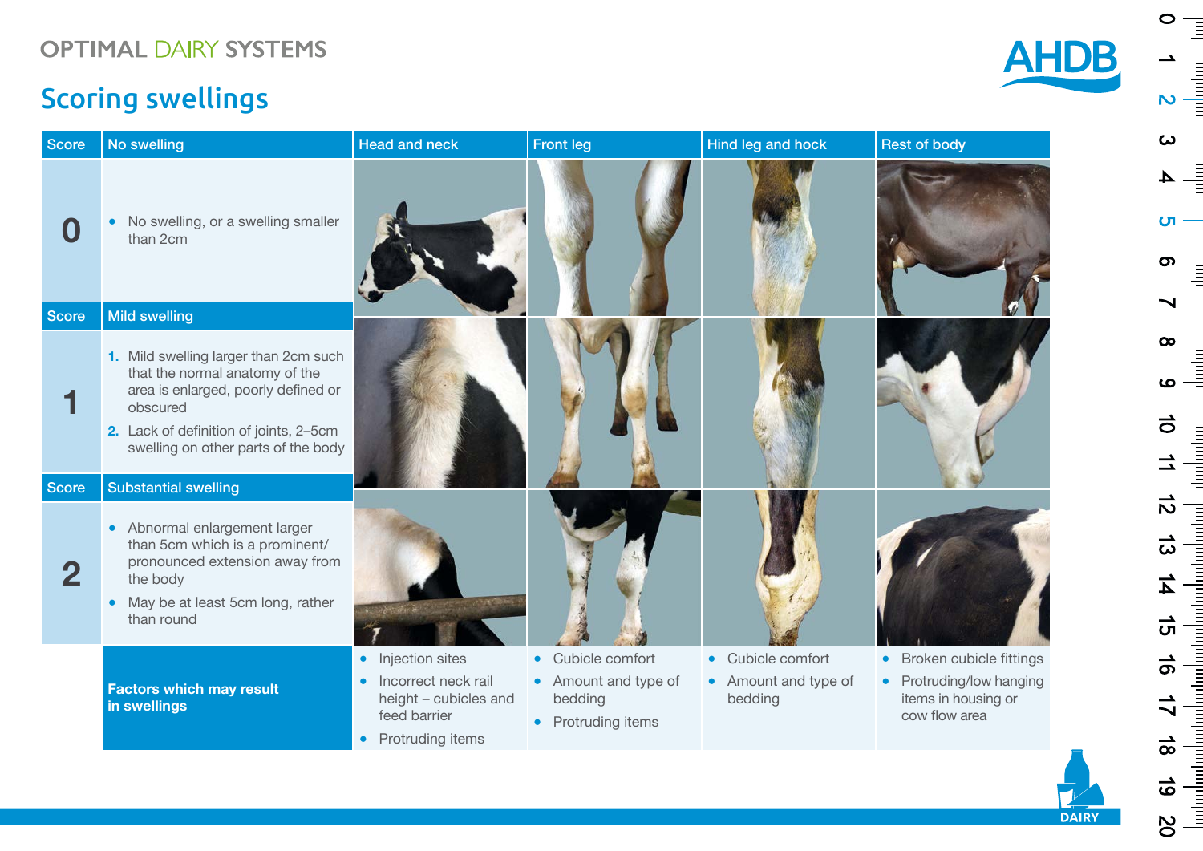OPTIMAL DAIRY SYSTEMS

# Scoring swellings

| Score | No swelling | Head and neck | Front leg | Hind leg and hock | Rest of body |
|---|---|---|---|---|---|
| **0** | • No swelling, or a swelling smaller than 2cm | | | | |
| **Score** | **Mild swelling** | | | | |
| **1** | 1. Mild swelling larger than 2cm such that the normal anatomy of the area is enlarged, poorly defined or obscured<br>2. Lack of definition of joints, 2–5cm swelling on other parts of the body | | | | |
| **Score** | **Substantial swelling** | | | | |
| **2** | • Abnormal enlargement larger than 5cm which is a prominent/pronounced extension away from the body<br>• May be at least 5cm long, rather than round | | | | |
| | **Factors which may result in swellings** | • Injection sites<br>• Incorrect neck rail height – cubicles and feed barrier<br>• Protruding items | • Cubicle comfort<br>• Amount and type of bedding<br>• Protruding items | • Cubicle comfort<br>• Amount and type of bedding | • Broken cubicle fittings<br>• Protruding/low hanging items in housing or cow flow area |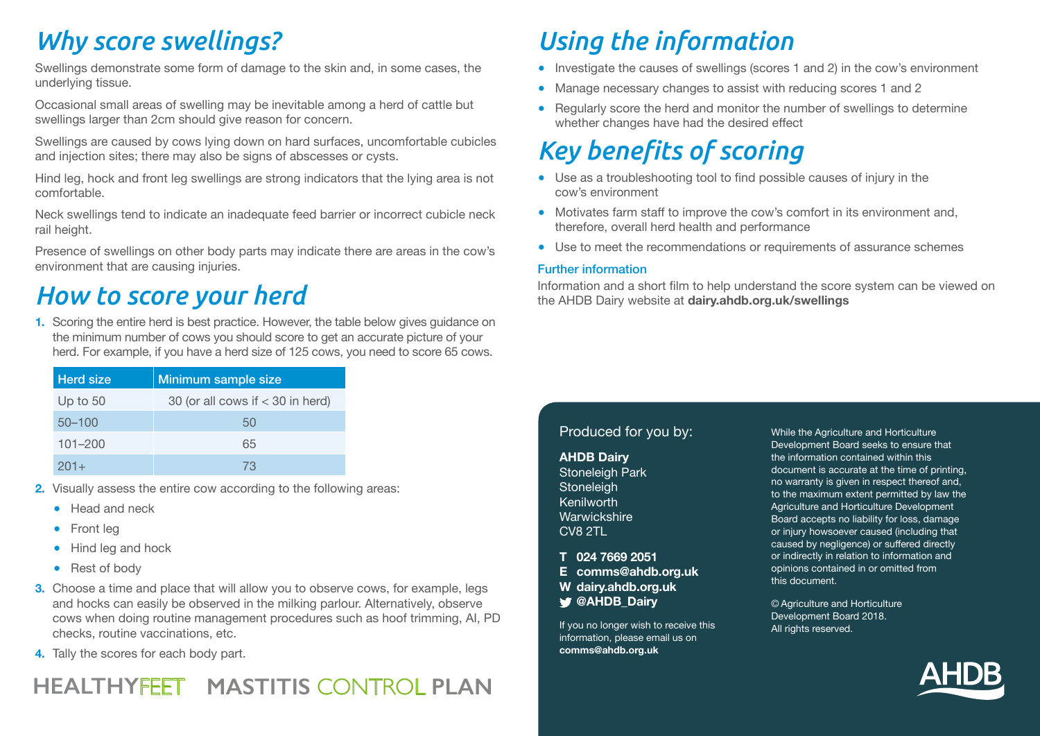## Why score swellings?

Swellings demonstrate some form of damage to the skin and, in some cases, the underlying tissue.

Occasional small areas of swelling may be inevitable among a herd of cattle but swellings larger than 2cm should give reason for concern.

Swellings are caused by cows lying down on hard surfaces, uncomfortable cubicles and injection sites; there may also be signs of abscesses or cysts.

Hind leg, hock and front leg swellings are strong indicators that the lying area is not comfortable.

Neck swellings tend to indicate an inadequate feed barrier or incorrect cubicle neck rail height.

Presence of swellings on other body parts may indicate there are areas in the cow's environment that are causing injuries.

## How to score your herd

1. Scoring the entire herd is best practice. However, the table below gives guidance on the minimum number of cows you should score to get an accurate picture of your herd. For example, if you have a herd size of 125 cows, you need to score 65 cows.

| Herd size | Minimum sample size |
|---|---|
| Up to 50 | 30 (or all cows if < 30 in herd) |
| 50–100 | 50 |
| 101–200 | 65 |
| 201+ | 73 |

2. Visually assess the entire cow according to the following areas:
   - Head and neck
   - Front leg
   - Hind leg and hock
   - Rest of body
3. Choose a time and place that will allow you to observe cows, for example, legs and hocks can easily be observed in the milking parlour. Alternatively, observe cows when doing routine management procedures such as hoof trimming, AI, PD checks, routine vaccinations, etc.
4. Tally the scores for each body part.

HEALTHYFEET MASTITIS CONTROL PLAN

## Using the information

- Investigate the causes of swellings (scores 1 and 2) in the cow's environment
- Manage necessary changes to assist with reducing scores 1 and 2
- Regularly score the herd and monitor the number of swellings to determine whether changes have had the desired effect

## Key benefits of scoring

- Use as a troubleshooting tool to find possible causes of injury in the cow's environment
- Motivates farm staff to improve the cow's comfort in its environment and, therefore, overall herd health and performance
- Use to meet the recommendations or requirements of assurance schemes

### Further information

Information and a short film to help understand the score system can be viewed on the AHDB Dairy website at **dairy.ahdb.org.uk/swellings**

Produced for you by:

**AHDB Dairy**
Stoneleigh Park
Stoneleigh
Kenilworth
Warwickshire
CV8 2TL

**T 024 7669 2051**
**E comms@ahdb.org.uk**
**W dairy.ahdb.org.uk**
**@AHDB_Dairy**

If you no longer wish to receive this information, please email us on **comms@ahdb.org.uk**

While the Agriculture and Horticulture Development Board seeks to ensure that the information contained within this document is accurate at the time of printing, no warranty is given in respect thereof and, to the maximum extent permitted by law the Agriculture and Horticulture Development Board accepts no liability for loss, damage or injury howsoever caused (including that caused by negligence) or suffered directly or indirectly in relation to information and opinions contained in or omitted from this document.

© Agriculture and Horticulture Development Board 2018. All rights reserved.

AHDB